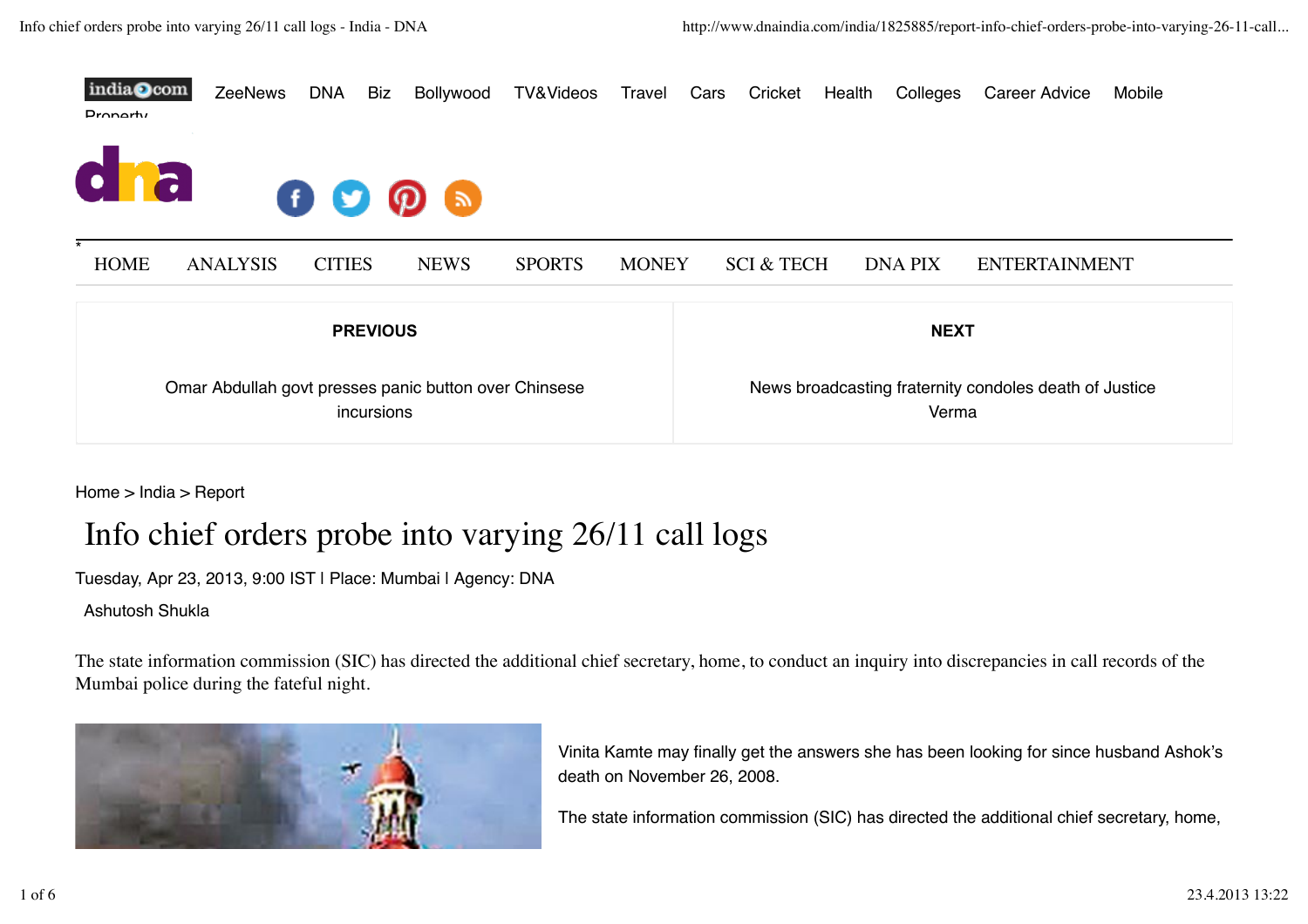indiacom ZeeNews DNA Biz Bollywood TV&Videos Travel Cars Cricket Health Colleges Career Advice Mobile Property

HOME ANALYSIS CITIES NEWS SPORTS MONEY SCI & TECH DNA PIX ENTERTAINMENT

**PREVIOUS**

Omar Abdullah govt presses panic button over Chinsese incursions

**NEXT**

News broadcasting fraternity condoles death of Justice Verma

Home > India > Report

# Info chief orders probe into varying 26/11 call logs

Tuesday, Apr 23, 2013, 9:00 IST | Place: Mumbai | Agency: DNA

Ashutosh Shukla

The state information commission (SIC) has directed the additional chief secretary, home, to conduct an inquiry into discrepancies in call records of the Mumbai police during the fateful night.

Vinita Kamte may finally get the answers she has been looking for since husband Ashok's death on November 26, 2008.

The state information commission (SIC) has directed the additional chief secretary, home,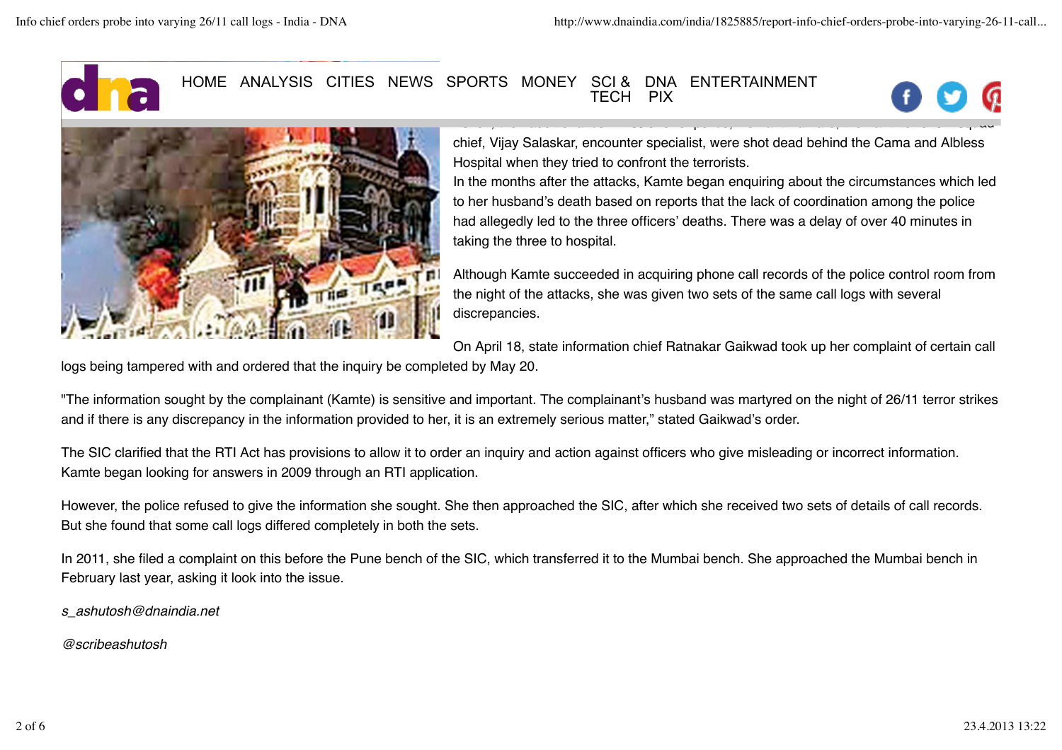chief, Vijay Salaskar, encounter specialist, were shot dead behind the Cama and Albless Hospital when they tried to confront the terrorists.

In the months after the attacks, Kamte began enquiring about the circumstances which led to her husband's death based on reports that the lack of coordination among the police had allegedly led to the three officers' deaths. There was a delay of over 40 minutes in taking the three to hospital.

Although Kamte succeeded in acquiring phone call records of the police control room from the night of the attacks, she was given two sets of the same call logs with several discrepancies.

On April 18, state information chief Ratnakar Gaikwad took up her complaint of certain call logs being tampered with and ordered that the inquiry be completed by May 20.

"The information sought by the complainant (Kamte) is sensitive and important. The complainant's husband was martyred on the night of 26/11 terror strikes and if there is any discrepancy in the information provided to her, it is an extremely serious matter," stated Gaikwad's order.

The SIC clarified that the RTI Act has provisions to allow it to order an inquiry and action against officers who give misleading or incorrect information. Kamte began looking for answers in 2009 through an RTI application.

However, the police refused to give the information she sought. She then approached the SIC, after which she received two sets of details of call records. But she found that some call logs differed completely in both the sets.

In 2011, she filed a complaint on this before the Pune bench of the SIC, which transferred it to the Mumbai bench. She approached the Mumbai bench in February last year, asking it look into the issue.

*s_ashutosh@dnaindia.net*

*@scribeashutosh*